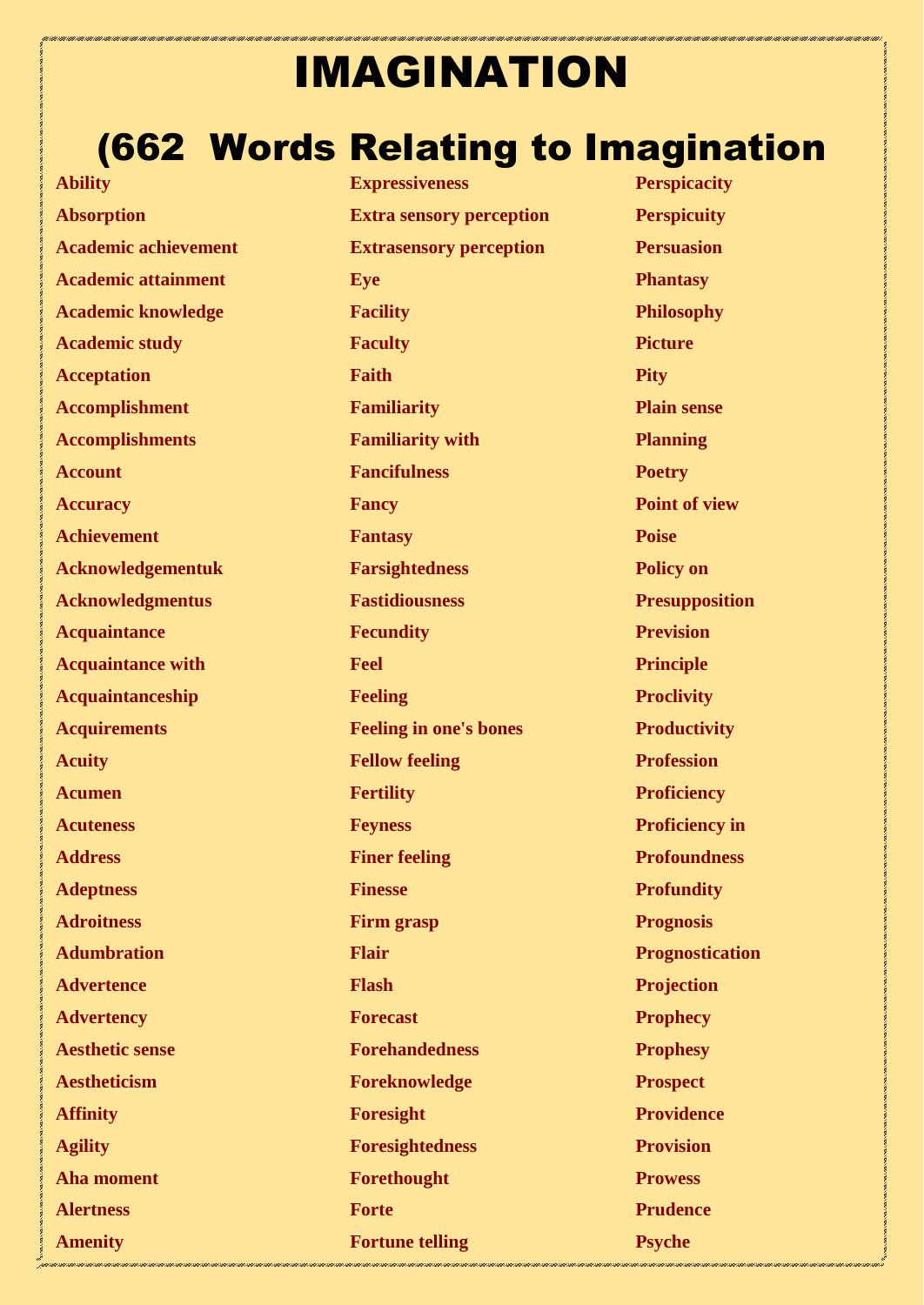# IMAGINATION

## (662 Words Relating to Imagination

Ability
Absorption
Academic achievement
Academic attainment
Academic knowledge
Academic study
Acceptation
Accomplishment
Accomplishments
Account
Accuracy
Achievement
Acknowledgementuk
Acknowledgmentus
Acquaintance
Acquaintance with
Acquaintanceship
Acquirements
Acuity
Acumen
Acuteness
Address
Adeptness
Adroitness
Adumbration
Advertence
Advertency
Aesthetic sense
Aestheticism
Affinity
Agility
Aha moment
Alertness
Amenity
Expressiveness
Extra sensory perception
Extrasensory perception
Eye
Facility
Faculty
Faith
Familiarity
Familiarity with
Fancifulness
Fancy
Fantasy
Farsightedness
Fastidiousness
Fecundity
Feel
Feeling
Feeling in one's bones
Fellow feeling
Fertility
Feyness
Finer feeling
Finesse
Firm grasp
Flair
Flash
Forecast
Forehandedness
Foreknowledge
Foresight
Foresightedness
Forethought
Forte
Fortune telling
Perspicacity
Perspicuity
Persuasion
Phantasy
Philosophy
Picture
Pity
Plain sense
Planning
Poetry
Point of view
Poise
Policy on
Presupposition
Prevision
Principle
Proclivity
Productivity
Profession
Proficiency
Proficiency in
Profoundness
Profundity
Prognosis
Prognostication
Projection
Prophecy
Prophesy
Prospect
Providence
Provision
Prowess
Prudence
Psyche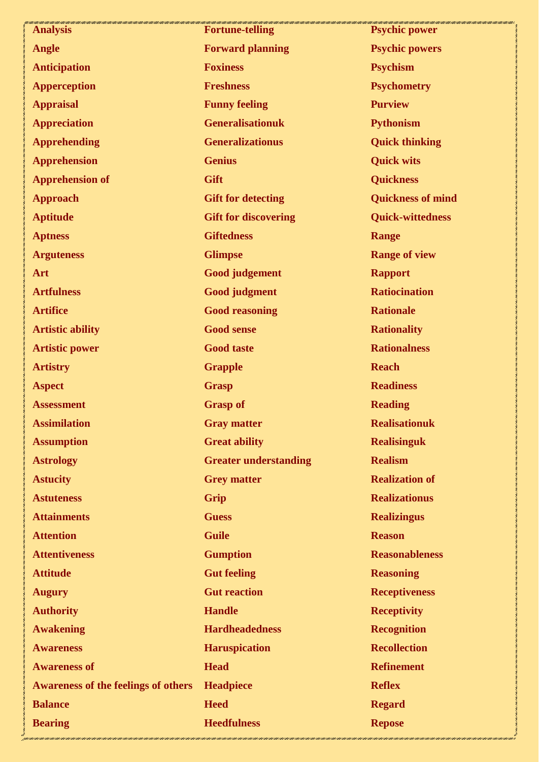| | | |
|---|---|---|
| **Analysis** | **Fortune-telling** | **Psychic power** |
| **Angle** | **Forward planning** | **Psychic powers** |
| **Anticipation** | **Foxiness** | **Psychism** |
| **Apperception** | **Freshness** | **Psychometry** |
| **Appraisal** | **Funny feeling** | **Purview** |
| **Appreciation** | **Generalisationuk** | **Pythonism** |
| **Apprehending** | **Generalizationus** | **Quick thinking** |
| **Apprehension** | **Genius** | **Quick wits** |
| **Apprehension of** | **Gift** | **Quickness** |
| **Approach** | **Gift for detecting** | **Quickness of mind** |
| **Aptitude** | **Gift for discovering** | **Quick-wittedness** |
| **Aptness** | **Giftedness** | **Range** |
| **Arguteness** | **Glimpse** | **Range of view** |
| **Art** | **Good judgement** | **Rapport** |
| **Artfulness** | **Good judgment** | **Ratiocination** |
| **Artifice** | **Good reasoning** | **Rationale** |
| **Artistic ability** | **Good sense** | **Rationality** |
| **Artistic power** | **Good taste** | **Rationalness** |
| **Artistry** | **Grapple** | **Reach** |
| **Aspect** | **Grasp** | **Readiness** |
| **Assessment** | **Grasp of** | **Reading** |
| **Assimilation** | **Gray matter** | **Realisationuk** |
| **Assumption** | **Great ability** | **Realisinguk** |
| **Astrology** | **Greater understanding** | **Realism** |
| **Astucity** | **Grey matter** | **Realization of** |
| **Astuteness** | **Grip** | **Realizationus** |
| **Attainments** | **Guess** | **Realizingus** |
| **Attention** | **Guile** | **Reason** |
| **Attentiveness** | **Gumption** | **Reasonableness** |
| **Attitude** | **Gut feeling** | **Reasoning** |
| **Augury** | **Gut reaction** | **Receptiveness** |
| **Authority** | **Handle** | **Receptivity** |
| **Awakening** | **Hardheadedness** | **Recognition** |
| **Awareness** | **Haruspication** | **Recollection** |
| **Awareness of** | **Head** | **Refinement** |
| **Awareness of the feelings of others** | **Headpiece** | **Reflex** |
| **Balance** | **Heed** | **Regard** |
| **Bearing** | **Heedfulness** | **Repose** |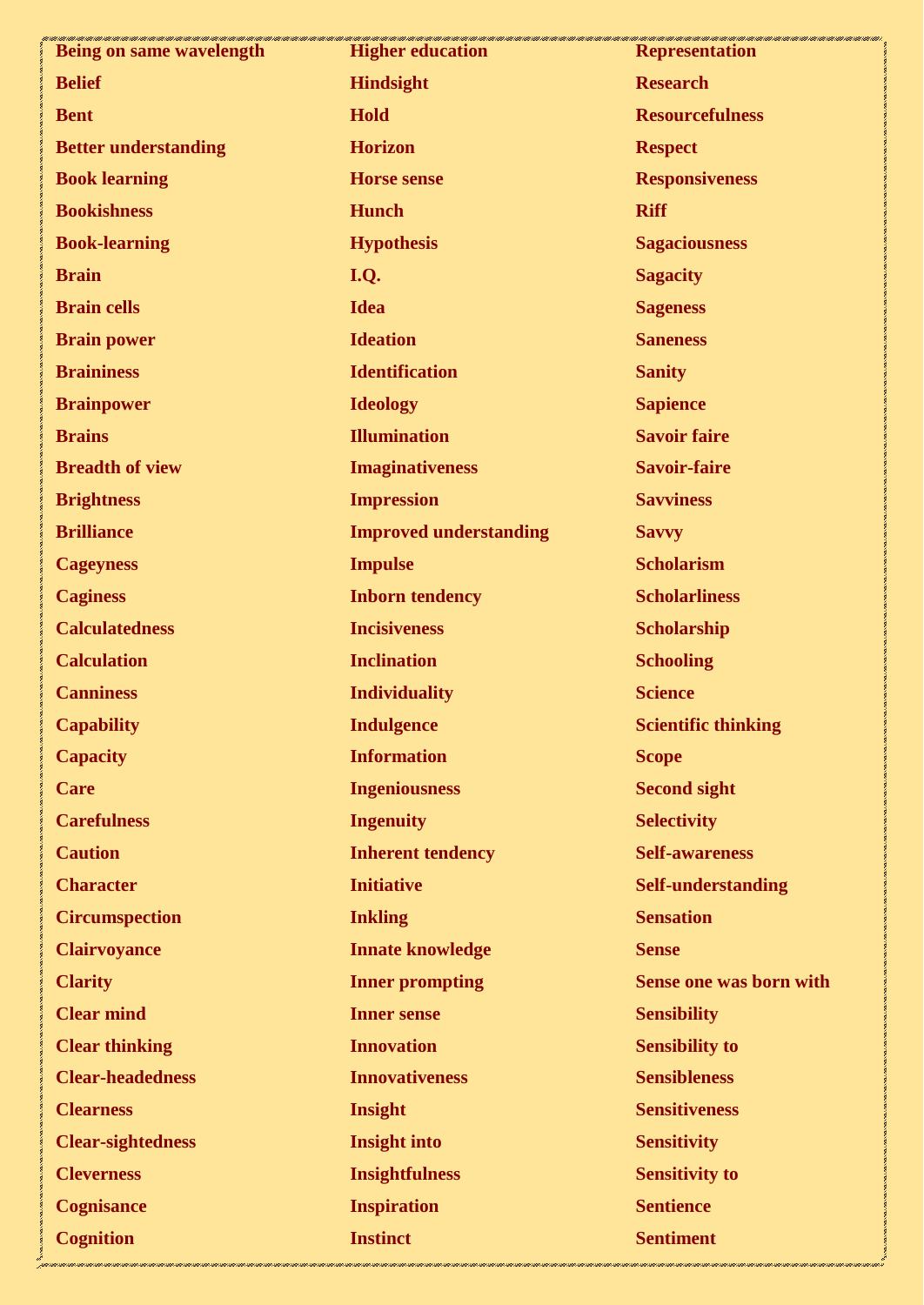| | | |
|---|---|---|
| **Being on same wavelength** | **Higher education** | **Representation** |
| **Belief** | **Hindsight** | **Research** |
| **Bent** | **Hold** | **Resourcefulness** |
| **Better understanding** | **Horizon** | **Respect** |
| **Book learning** | **Horse sense** | **Responsiveness** |
| **Bookishness** | **Hunch** | **Riff** |
| **Book-learning** | **Hypothesis** | **Sagaciousness** |
| **Brain** | **I.Q.** | **Sagacity** |
| **Brain cells** | **Idea** | **Sageness** |
| **Brain power** | **Ideation** | **Saneness** |
| **Braininess** | **Identification** | **Sanity** |
| **Brainpower** | **Ideology** | **Sapience** |
| **Brains** | **Illumination** | **Savoir faire** |
| **Breadth of view** | **Imaginativeness** | **Savoir-faire** |
| **Brightness** | **Impression** | **Savviness** |
| **Brilliance** | **Improved understanding** | **Savvy** |
| **Cageyness** | **Impulse** | **Scholarism** |
| **Caginess** | **Inborn tendency** | **Scholarliness** |
| **Calculatedness** | **Incisiveness** | **Scholarship** |
| **Calculation** | **Inclination** | **Schooling** |
| **Canniness** | **Individuality** | **Science** |
| **Capability** | **Indulgence** | **Scientific thinking** |
| **Capacity** | **Information** | **Scope** |
| **Care** | **Ingeniousness** | **Second sight** |
| **Carefulness** | **Ingenuity** | **Selectivity** |
| **Caution** | **Inherent tendency** | **Self-awareness** |
| **Character** | **Initiative** | **Self-understanding** |
| **Circumspection** | **Inkling** | **Sensation** |
| **Clairvoyance** | **Innate knowledge** | **Sense** |
| **Clarity** | **Inner prompting** | **Sense one was born with** |
| **Clear mind** | **Inner sense** | **Sensibility** |
| **Clear thinking** | **Innovation** | **Sensibility to** |
| **Clear-headedness** | **Innovativeness** | **Sensibleness** |
| **Clearness** | **Insight** | **Sensitiveness** |
| **Clear-sightedness** | **Insight into** | **Sensitivity** |
| **Cleverness** | **Insightfulness** | **Sensitivity to** |
| **Cognisance** | **Inspiration** | **Sentience** |
| **Cognition** | **Instinct** | **Sentiment** |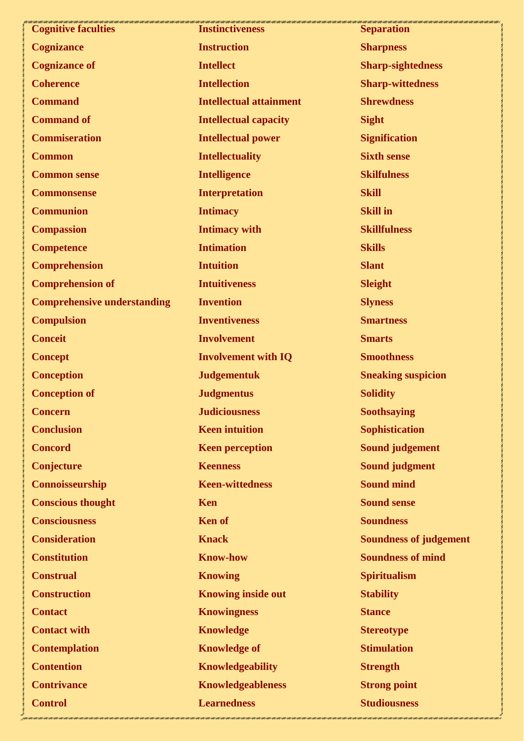Cognitive faculties
Cognizance
Cognizance of
Coherence
Command
Command of
Commiseration
Common
Common sense
Commonsense
Communion
Compassion
Competence
Comprehension
Comprehension of
Comprehensive understanding
Compulsion
Conceit
Concept
Conception
Conception of
Concern
Conclusion
Concord
Conjecture
Connoisseurship
Conscious thought
Consciousness
Consideration
Constitution
Construal
Construction
Contact
Contact with
Contemplation
Contention
Contrivance
Control
Instinctiveness
Instruction
Intellect
Intellection
Intellectual attainment
Intellectual capacity
Intellectual power
Intellectuality
Intelligence
Interpretation
Intimacy
Intimacy with
Intimation
Intuition
Intuitiveness
Invention
Inventiveness
Involvement
Involvement with IQ
Judgementuk
Judgmentus
Judiciousness
Keen intuition
Keen perception
Keenness
Keen-wittedness
Ken
Ken of
Knack
Know-how
Knowing
Knowing inside out
Knowingness
Knowledge
Knowledge of
Knowledgeability
Knowledgeableness
Learnedness
Separation
Sharpness
Sharp-sightedness
Sharp-wittedness
Shrewdness
Sight
Signification
Sixth sense
Skilfulness
Skill
Skill in
Skillfulness
Skills
Slant
Sleight
Slyness
Smartness
Smarts
Smoothness
Sneaking suspicion
Solidity
Soothsaying
Sophistication
Sound judgement
Sound judgment
Sound mind
Sound sense
Soundness
Soundness of judgement
Soundness of mind
Spiritualism
Stability
Stance
Stereotype
Stimulation
Strength
Strong point
Studiousness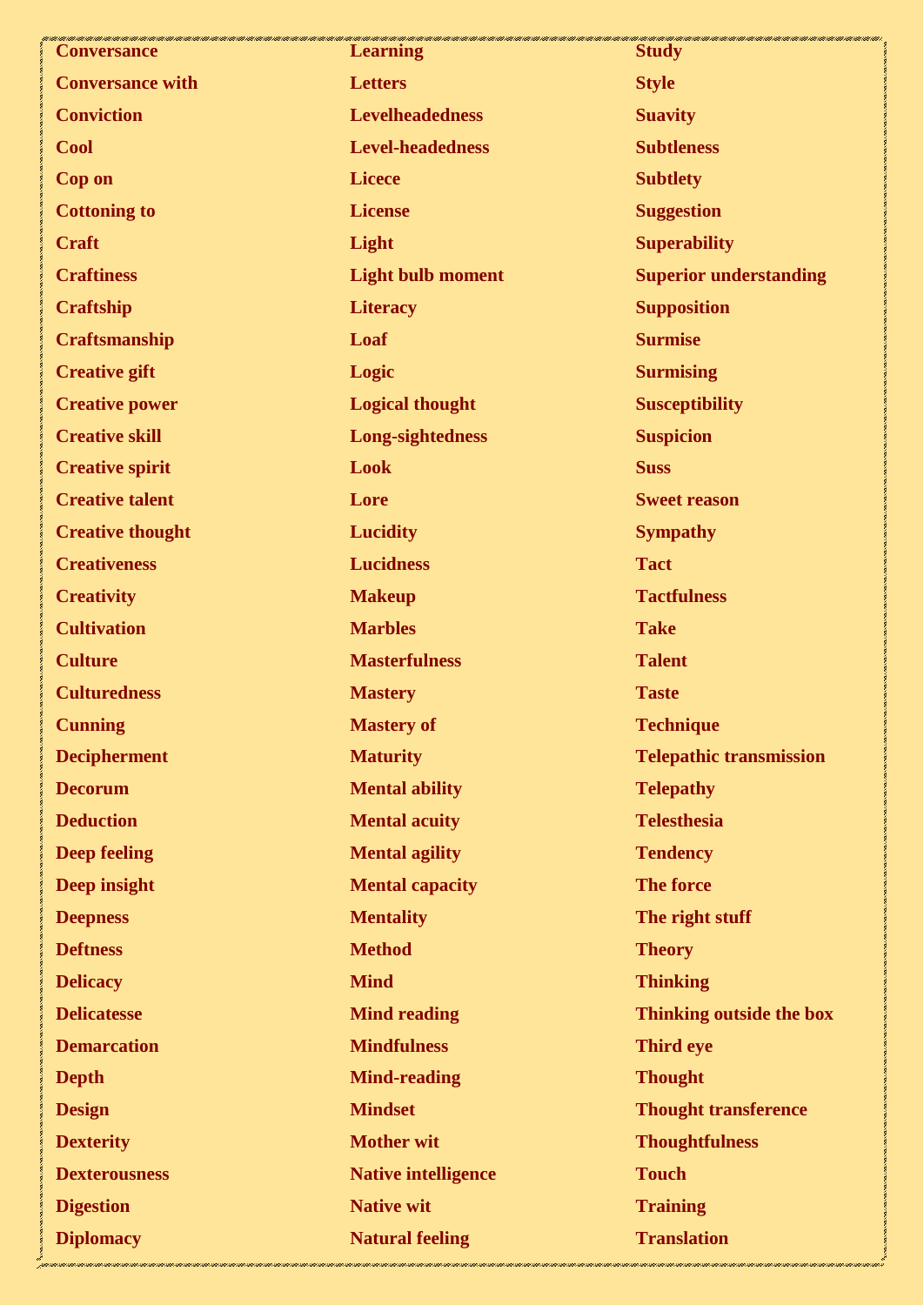| | | |
|---|---|---|
| **Conversance** | **Learning** | **Study** |
| **Conversance with** | **Letters** | **Style** |
| **Conviction** | **Levelheadedness** | **Suavity** |
| **Cool** | **Level-headedness** | **Subtleness** |
| **Cop on** | **Licece** | **Subtlety** |
| **Cottoning to** | **License** | **Suggestion** |
| **Craft** | **Light** | **Superability** |
| **Craftiness** | **Light bulb moment** | **Superior understanding** |
| **Craftship** | **Literacy** | **Supposition** |
| **Craftsmanship** | **Loaf** | **Surmise** |
| **Creative gift** | **Logic** | **Surmising** |
| **Creative power** | **Logical thought** | **Susceptibility** |
| **Creative skill** | **Long-sightedness** | **Suspicion** |
| **Creative spirit** | **Look** | **Suss** |
| **Creative talent** | **Lore** | **Sweet reason** |
| **Creative thought** | **Lucidity** | **Sympathy** |
| **Creativeness** | **Lucidness** | **Tact** |
| **Creativity** | **Makeup** | **Tactfulness** |
| **Cultivation** | **Marbles** | **Take** |
| **Culture** | **Masterfulness** | **Talent** |
| **Culturedness** | **Mastery** | **Taste** |
| **Cunning** | **Mastery of** | **Technique** |
| **Decipherment** | **Maturity** | **Telepathic transmission** |
| **Decorum** | **Mental ability** | **Telepathy** |
| **Deduction** | **Mental acuity** | **Telesthesia** |
| **Deep feeling** | **Mental agility** | **Tendency** |
| **Deep insight** | **Mental capacity** | **The force** |
| **Deepness** | **Mentality** | **The right stuff** |
| **Deftness** | **Method** | **Theory** |
| **Delicacy** | **Mind** | **Thinking** |
| **Delicatesse** | **Mind reading** | **Thinking outside the box** |
| **Demarcation** | **Mindfulness** | **Third eye** |
| **Depth** | **Mind-reading** | **Thought** |
| **Design** | **Mindset** | **Thought transference** |
| **Dexterity** | **Mother wit** | **Thoughtfulness** |
| **Dexterousness** | **Native intelligence** | **Touch** |
| **Digestion** | **Native wit** | **Training** |
| **Diplomacy** | **Natural feeling** | **Translation** |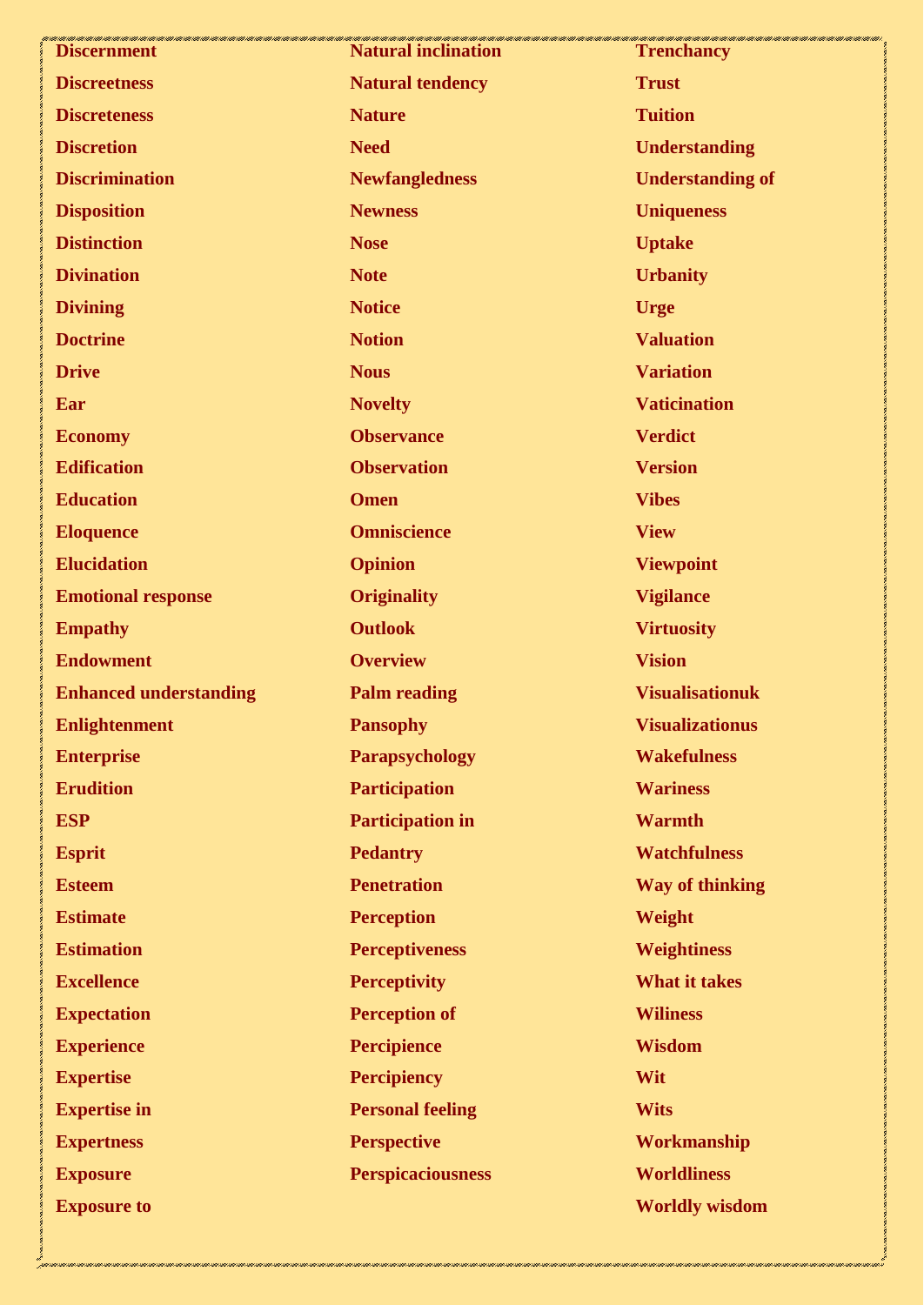**Discernment**
**Discreetness**
**Discreteness**
**Discretion**
**Discrimination**
**Disposition**
**Distinction**
**Divination**
**Divining**
**Doctrine**
**Drive**
**Ear**
**Economy**
**Edification**
**Education**
**Eloquence**
**Elucidation**
**Emotional response**
**Empathy**
**Endowment**
**Enhanced understanding**
**Enlightenment**
**Enterprise**
**Erudition**
**ESP**
**Esprit**
**Esteem**
**Estimate**
**Estimation**
**Excellence**
**Expectation**
**Experience**
**Expertise**
**Expertise in**
**Expertness**
**Exposure**
**Exposure to**

**Natural inclination**
**Natural tendency**
**Nature**
**Need**
**Newfangledness**
**Newness**
**Nose**
**Note**
**Notice**
**Notion**
**Nous**
**Novelty**
**Observance**
**Observation**
**Omen**
**Omniscience**
**Opinion**
**Originality**
**Outlook**
**Overview**
**Palm reading**
**Pansophy**
**Parapsychology**
**Participation**
**Participation in**
**Pedantry**
**Penetration**
**Perception**
**Perceptiveness**
**Perceptivity**
**Perception of**
**Percipience**
**Percipiency**
**Personal feeling**
**Perspective**
**Perspicaciousness**

**Trenchancy**
**Trust**
**Tuition**
**Understanding**
**Understanding of**
**Uniqueness**
**Uptake**
**Urbanity**
**Urge**
**Valuation**
**Variation**
**Vaticination**
**Verdict**
**Version**
**Vibes**
**View**
**Viewpoint**
**Vigilance**
**Virtuosity**
**Vision**
**Visualisationuk**
**Visualizationus**
**Wakefulness**
**Wariness**
**Warmth**
**Watchfulness**
**Way of thinking**
**Weight**
**Weightiness**
**What it takes**
**Wiliness**
**Wisdom**
**Wit**
**Wits**
**Workmanship**
**Worldliness**
**Worldly wisdom**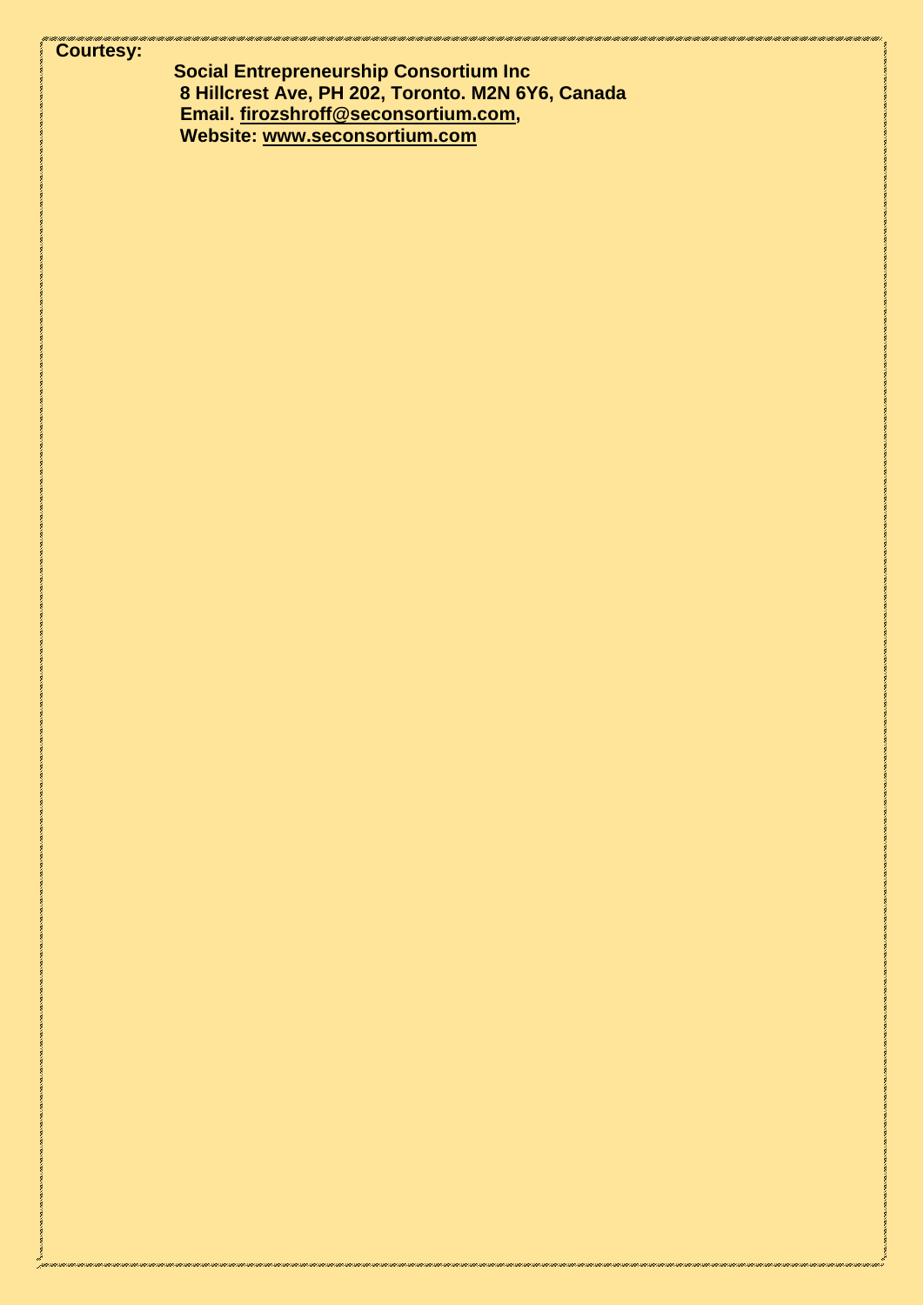**Courtesy:**

**Social Entrepreneurship Consortium Inc**
**8 Hillcrest Ave, PH 202, Toronto. M2N 6Y6, Canada**
**Email. firozshroff@seconsortium.com,**
**Website: www.seconsortium.com**